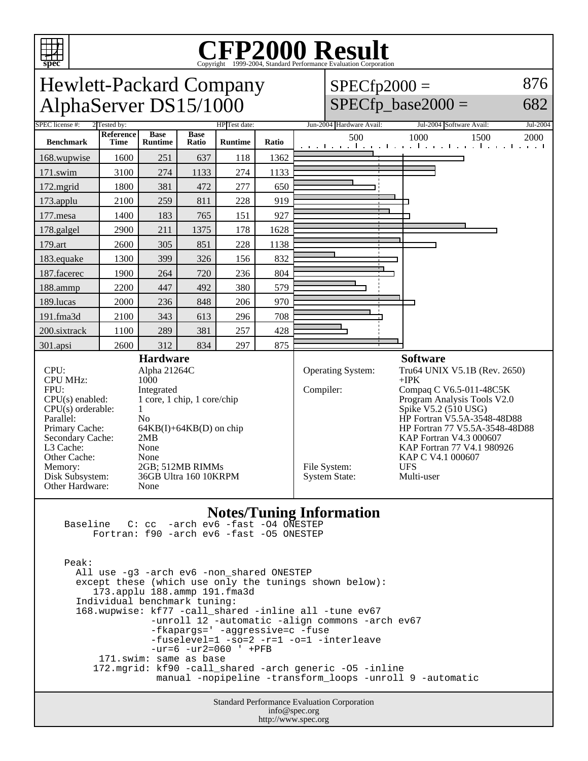# CFP2000 Result

Copyright 1999-2004, Standard Performance Evaluation Corporation

## Hewlett-Packard Company
## AlphaServer DS15/1000

SPECfp2000 = 876

SPECfp_base2000 = 682

SPEC license #: 2 | Tested by: HP | Test date: Jun-2004 | Hardware Avail: Jul-2004 | Software Avail: Jul-2004

| Benchmark | Reference Time | Base Runtime | Base Ratio | Runtime | Ratio |
|---|---|---|---|---|---|
| 168.wupwise | 1600 | 251 | 637 | 118 | 1362 |
| 171.swim | 3100 | 274 | 1133 | 274 | 1133 |
| 172.mgrid | 1800 | 381 | 472 | 277 | 650 |
| 173.applu | 2100 | 259 | 811 | 228 | 919 |
| 177.mesa | 1400 | 183 | 765 | 151 | 927 |
| 178.galgel | 2900 | 211 | 1375 | 178 | 1628 |
| 179.art | 2600 | 305 | 851 | 228 | 1138 |
| 183.equake | 1300 | 399 | 326 | 156 | 832 |
| 187.facerec | 1900 | 264 | 720 | 236 | 804 |
| 188.ammp | 2200 | 447 | 492 | 380 | 579 |
| 189.lucas | 2000 | 236 | 848 | 206 | 970 |
| 191.fma3d | 2100 | 343 | 613 | 296 | 708 |
| 200.sixtrack | 1100 | 289 | 381 | 257 | 428 |
| 301.apsi | 2600 | 312 | 834 | 297 | 875 |

### Hardware

| | |
|---|---|
| CPU: | Alpha 21264C |
| CPU MHz: | 1000 |
| FPU: | Integrated |
| CPU(s) enabled: | 1 core, 1 chip, 1 core/chip |
| CPU(s) orderable: | 1 |
| Parallel: | No |
| Primary Cache: | 64KB(I)+64KB(D) on chip |
| Secondary Cache: | 2MB |
| L3 Cache: | None |
| Other Cache: | None |
| Memory: | 2GB; 512MB RIMMs |
| Disk Subsystem: | 36GB Ultra 160 10KRPM |
| Other Hardware: | None |

### Software

| | |
|---|---|
| Operating System: | Tru64 UNIX V5.1B (Rev. 2650) +IPK |
| Compiler: | Compaq C V6.5-011-48C5K<br>Program Analysis Tools V2.0<br>Spike V5.2 (510 USG)<br>HP Fortran V5.5A-3548-48D88<br>HP Fortran 77 V5.5A-3548-48D88<br>KAP Fortran V4.3 000607<br>KAP Fortran 77 V4.1 980926<br>KAP C V4.1 000607 |
| File System: | UFS |
| System State: | Multi-user |

### Notes/Tuning Information

```
Baseline   C: cc  -arch ev6 -fast -O4 ONESTEP
     Fortran: f90 -arch ev6 -fast -O5 ONESTEP


Peak:
  All use -g3 -arch ev6 -non_shared ONESTEP
  except these (which use only the tunings shown below):
     173.applu 188.ammp 191.fma3d
  Individual benchmark tuning:
  168.wupwise: kf77 -call_shared -inline all -tune ev67
               -unroll 12 -automatic -align commons -arch ev67
               -fkapargs=' -aggressive=c -fuse
               -fuselevel=1 -so=2 -r=1 -o=1 -interleave
               -ur=6 -ur2=060 ' +PFB
      171.swim: same as base
     172.mgrid: kf90 -call_shared -arch generic -O5 -inline
                manual -nopipeline -transform_loops -unroll 9 -automatic
```

Standard Performance Evaluation Corporation
info@spec.org
http://www.spec.org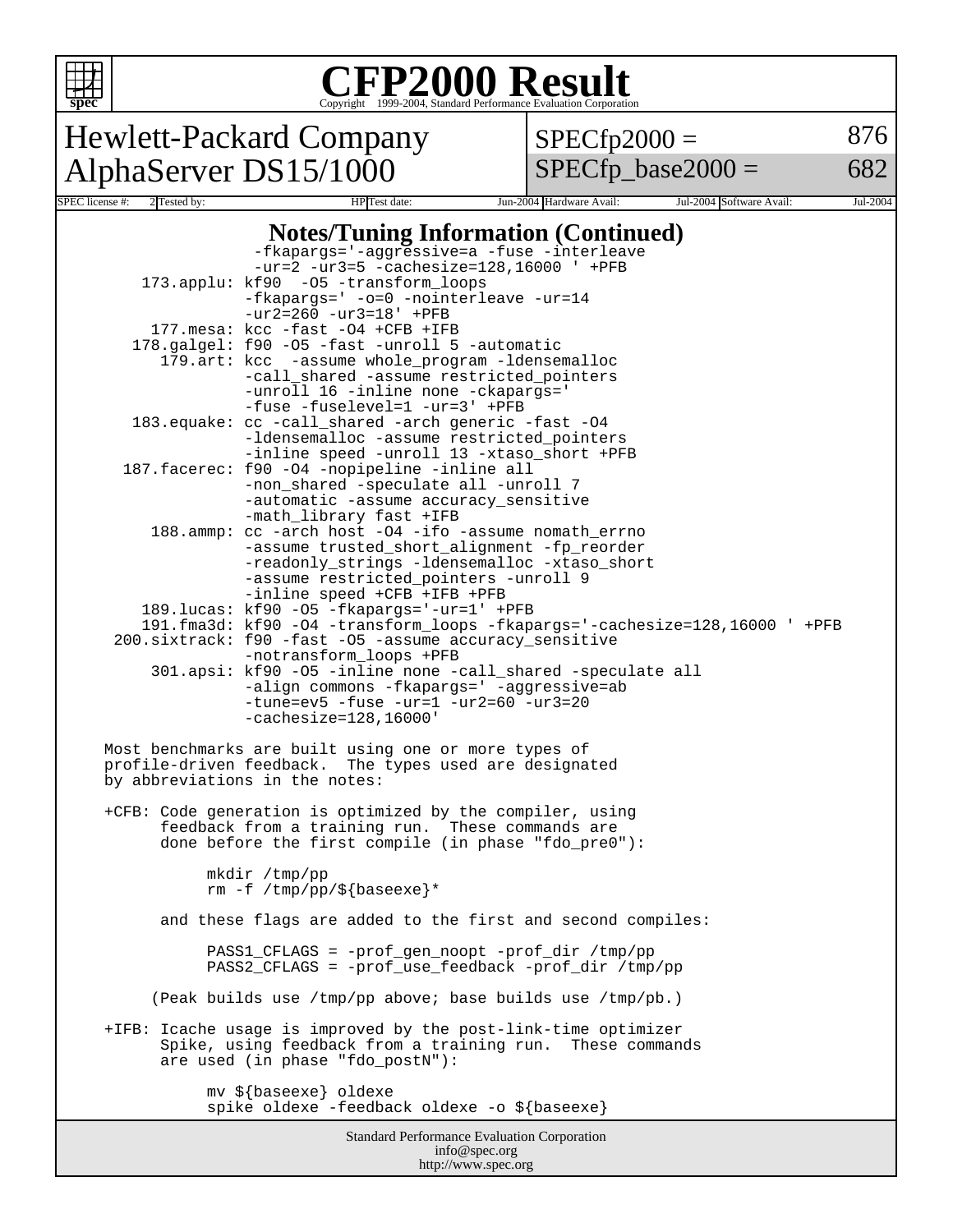# CFP2000 Result

Copyright 1999-2004, Standard Performance Evaluation Corporation

## Hewlett-Packard Company
## AlphaServer DS15/1000

SPECfp2000 = 876
SPECfp_base2000 = 682

SPEC license #: 2 | Tested by: HP | Test date: Jun-2004 | Hardware Avail: Jul-2004 | Software Avail: Jul-2004

### Notes/Tuning Information (Continued)

```
                 -fkapargs='-aggressive=a -fuse -interleave
                 -ur=2 -ur3=5 -cachesize=128,16000 ' +PFB
      173.applu: kf90  -O5 -transform_loops
                 -fkapargs=' -o=0 -nointerleave -ur=14
                 -ur2=260 -ur3=18' +PFB
       177.mesa: kcc -fast -O4 +CFB +IFB
     178.galgel: f90 -O5 -fast -unroll 5 -automatic
        179.art: kcc  -assume whole_program -ldensemalloc
                 -call_shared -assume restricted_pointers
                 -unroll 16 -inline none -ckapargs='
                 -fuse -fuselevel=1 -ur=3' +PFB
     183.equake: cc -call_shared -arch generic -fast -O4
                 -ldensemalloc -assume restricted_pointers
                 -inline speed -unroll 13 -xtaso_short +PFB
    187.facerec: f90 -O4 -nopipeline -inline all
                 -non_shared -speculate all -unroll 7
                 -automatic -assume accuracy_sensitive
                 -math_library fast +IFB
       188.ammp: cc -arch host -O4 -ifo -assume nomath_errno
                 -assume trusted_short_alignment -fp_reorder
                 -readonly_strings -ldensemalloc -xtaso_short
                 -assume restricted_pointers -unroll 9
                 -inline speed +CFB +IFB +PFB
      189.lucas: kf90 -O5 -fkapargs='-ur=1' +PFB
     191.fma3d: kf90 -O4 -transform_loops -fkapargs='-cachesize=128,16000 ' +PFB
   200.sixtrack: f90 -fast -O5 -assume accuracy_sensitive
                 -notransform_loops +PFB
       301.apsi: kf90 -O5 -inline none -call_shared -speculate all
                 -align commons -fkapargs=' -aggressive=ab
                 -tune=ev5 -fuse -ur=1 -ur2=60 -ur3=20
                 -cachesize=128,16000'
```

Most benchmarks are built using one or more types of profile-driven feedback. The types used are designated by abbreviations in the notes:

+CFB: Code generation is optimized by the compiler, using feedback from a training run. These commands are done before the first compile (in phase "fdo_pre0"):

```
mkdir /tmp/pp
rm -f /tmp/pp/${baseexe}*
```

and these flags are added to the first and second compiles:

```
PASS1_CFLAGS = -prof_gen_noopt -prof_dir /tmp/pp
PASS2_CFLAGS = -prof_use_feedback -prof_dir /tmp/pp
```

(Peak builds use /tmp/pp above; base builds use /tmp/pb.)

+IFB: Icache usage is improved by the post-link-time optimizer Spike, using feedback from a training run. These commands are used (in phase "fdo_postN"):

```
mv ${baseexe} oldexe
spike oldexe -feedback oldexe -o ${baseexe}
```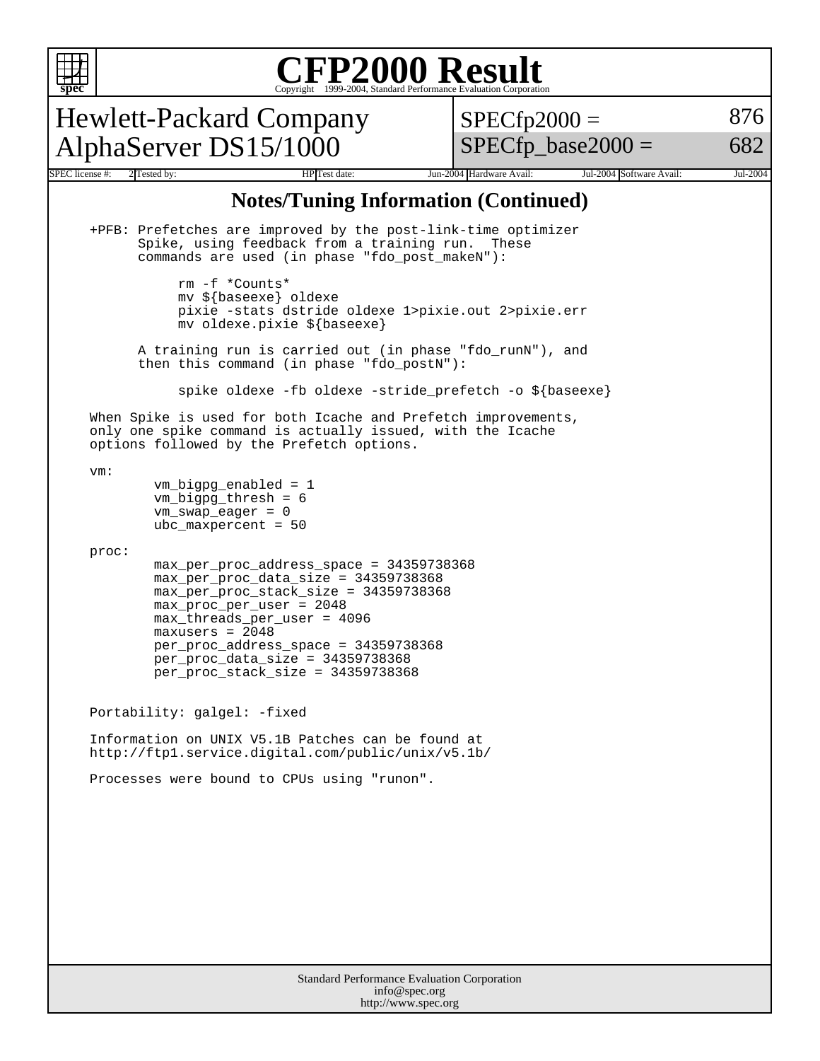# CFP2000 Result

Copyright 1999-2004, Standard Performance Evaluation Corporation

## Hewlett-Packard Company
## AlphaServer DS15/1000

SPECfp2000 = 876

SPECfp_base2000 = 682

| SPEC license #: | 2 | Tested by: | HP | Test date: | Jun-2004 | Hardware Avail: | Jul-2004 | Software Avail: | Jul-2004 |
|---|---|---|---|---|---|---|---|---|---|

## Notes/Tuning Information (Continued)

```
+PFB: Prefetches are improved by the post-link-time optimizer
      Spike, using feedback from a training run.  These
      commands are used (in phase "fdo_post_makeN"):

           rm -f *Counts*
           mv ${baseexe} oldexe
           pixie -stats dstride oldexe 1>pixie.out 2>pixie.err
           mv oldexe.pixie ${baseexe}

      A training run is carried out (in phase "fdo_runN"), and
      then this command (in phase "fdo_postN"):

           spike oldexe -fb oldexe -stride_prefetch -o ${baseexe}

When Spike is used for both Icache and Prefetch improvements,
only one spike command is actually issued, with the Icache
options followed by the Prefetch options.

vm:
        vm_bigpg_enabled = 1
        vm_bigpg_thresh = 6
        vm_swap_eager = 0
        ubc_maxpercent = 50

proc:
        max_per_proc_address_space = 34359738368
        max_per_proc_data_size = 34359738368
        max_per_proc_stack_size = 34359738368
        max_proc_per_user = 2048
        max_threads_per_user = 4096
        maxusers = 2048
        per_proc_address_space = 34359738368
        per_proc_data_size = 34359738368
        per_proc_stack_size = 34359738368


Portability: galgel: -fixed

Information on UNIX V5.1B Patches can be found at
http://ftp1.service.digital.com/public/unix/v5.1b/

Processes were bound to CPUs using "runon".
```

Standard Performance Evaluation Corporation
info@spec.org
http://www.spec.org